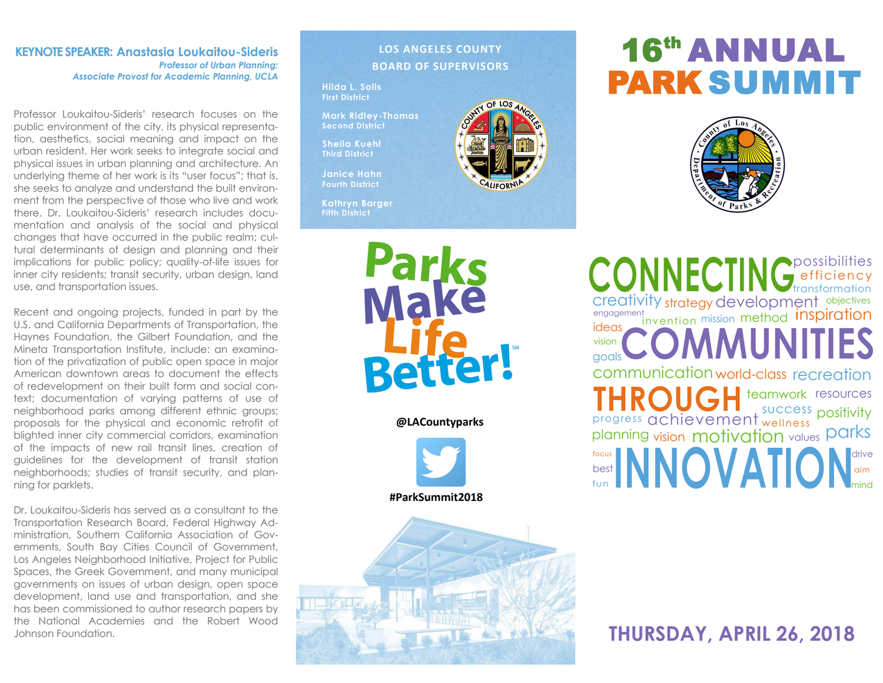**KEYNOTE SPEAKER: Anastasia Loukaitou-Sideris**

*Professor of Urban Planning;*
*Associate Provost for Academic Planning, UCLA*

Professor Loukaitou-Sideris' research focuses on the public environment of the city, its physical representation, aesthetics, social meaning and impact on the urban resident. Her work seeks to integrate social and physical issues in urban planning and architecture. An underlying theme of her work is its "user focus"; that is, she seeks to analyze and understand the built environment from the perspective of those who live and work there. Dr. Loukaitou-Sideris' research includes documentation and analysis of the social and physical changes that have occurred in the public realm; cultural determinants of design and planning and their implications for public policy; quality-of-life issues for inner city residents; transit security, urban design, land use, and transportation issues.

Recent and ongoing projects, funded in part by the U.S. and California Departments of Transportation, the Haynes Foundation, the Gilbert Foundation, and the Mineta Transportation Institute, include: an examination of the privatization of public open space in major American downtown areas to document the effects of redevelopment on their built form and social context; documentation of varying patterns of use of neighborhood parks among different ethnic groups; proposals for the physical and economic retrofit of blighted inner city commercial corridors, examination of the impacts of new rail transit lines, creation of guidelines for the development of transit station neighborhoods; studies of transit security, and planning for parklets.

Dr. Loukaitou-Sideris has served as a consultant to the Transportation Research Board, Federal Highway Administration, Southern California Association of Governments, South Bay Cities Council of Government, Los Angeles Neighborhood Initiative, Project for Public Spaces, the Greek Government, and many municipal governments on issues of urban design, open space development, land use and transportation, and she has been commissioned to author research papers by the National Academies and the Robert Wood Johnson Foundation.

**LOS ANGELES COUNTY BOARD OF SUPERVISORS**

Hilda L. Solis
First District

Mark Ridley-Thomas
Second District

Sheila Kuehl
Third District

Janice Hahn
Fourth District

Kathryn Barger
Fifth District

**Parks Make Life Better!**℠

@LACountyparks

#ParkSummit2018

# 16th ANNUAL PARK SUMMIT

CONNECTING COMMUNITIES THROUGH INNOVATION

possibilities efficiency transformation creativity strategy development objectives engagement invention mission method inspiration ideas vision goals communication world-class recreation teamwork resources success positivity progress achievement wellness planning vision motivation values parks focus drive best aim fun mind

**THURSDAY, APRIL 26, 2018**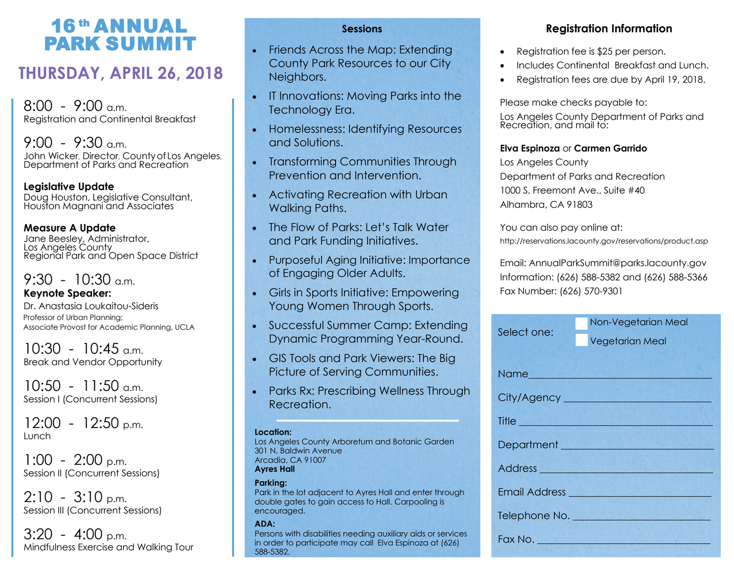# 16th ANNUAL PARK SUMMIT

## THURSDAY, APRIL 26, 2018

**8:00 - 9:00 a.m.**
Registration and Continental Breakfast

**9:00 - 9:30 a.m.**
John Wicker, Director, County of Los Angeles, Department of Parks and Recreation

**Legislative Update**
Doug Houston, Legislative Consultant, Houston Magnani and Associates

**Measure A Update**
Jane Beesley, Administrator, Los Angeles County Regional Park and Open Space District

**9:30 - 10:30 a.m.**
**Keynote Speaker:**
Dr. Anastasia Loukaitou-Sideris
Professor of Urban Planning;
Associate Provost for Academic Planning, UCLA

**10:30 - 10:45 a.m.**
Break and Vendor Opportunity

**10:50 - 11:50 a.m.**
Session I (Concurrent Sessions)

**12:00 - 12:50 p.m.**
Lunch

**1:00 - 2:00 p.m.**
Session II (Concurrent Sessions)

**2:10 - 3:10 p.m.**
Session III (Concurrent Sessions)

**3:20 - 4:00 p.m.**
Mindfulness Exercise and Walking Tour

## Sessions

- Friends Across the Map: Extending County Park Resources to our City Neighbors.
- IT Innovations: Moving Parks into the Technology Era.
- Homelessness: Identifying Resources and Solutions.
- Transforming Communities Through Prevention and Intervention.
- Activating Recreation with Urban Walking Paths.
- The Flow of Parks: Let's Talk Water and Park Funding Initiatives.
- Purposeful Aging Initiative: Importance of Engaging Older Adults.
- Girls in Sports Initiative: Empowering Young Women Through Sports.
- Successful Summer Camp: Extending Dynamic Programming Year-Round.
- GIS Tools and Park Viewers: The Big Picture of Serving Communities.
- Parks Rx: Prescribing Wellness Through Recreation.

**Location:**
Los Angeles County Arboretum and Botanic Garden
301 N. Baldwin Avenue
Arcadia, CA 91007
**Ayres Hall**

**Parking:**
Park in the lot adjacent to Ayres Hall and enter through double gates to gain access to Hall. Carpooling is encouraged.

**ADA:**
Persons with disabilities needing auxiliary aids or services in order to participate may call Elva Espinoza at (626) 588-5382.

## Registration Information

- Registration fee is $25 per person.
- Includes Continental Breakfast and Lunch.
- Registration fees are due by April 19, 2018.

Please make checks payable to:
Los Angeles County Department of Parks and Recreation, and mail to:

**Elva Espinoza** or **Carmen Garrido**
Los Angeles County
Department of Parks and Recreation
1000 S. Freemont Ave., Suite #40
Alhambra, CA 91803

You can also pay online at:
http://reservations.lacounty.gov/reservations/product.asp

Email: AnnualParkSummit@parks.lacounty.gov
Information: (626) 588-5382 and (626) 588-5366
Fax Number: (626) 570-9301

Select one: ☐ Non-Vegetarian Meal ☐ Vegetarian Meal

Name ____________________

City/Agency ____________________

Title ____________________

Department ____________________

Address ____________________

Email Address ____________________

Telephone No. ____________________

Fax No. ____________________